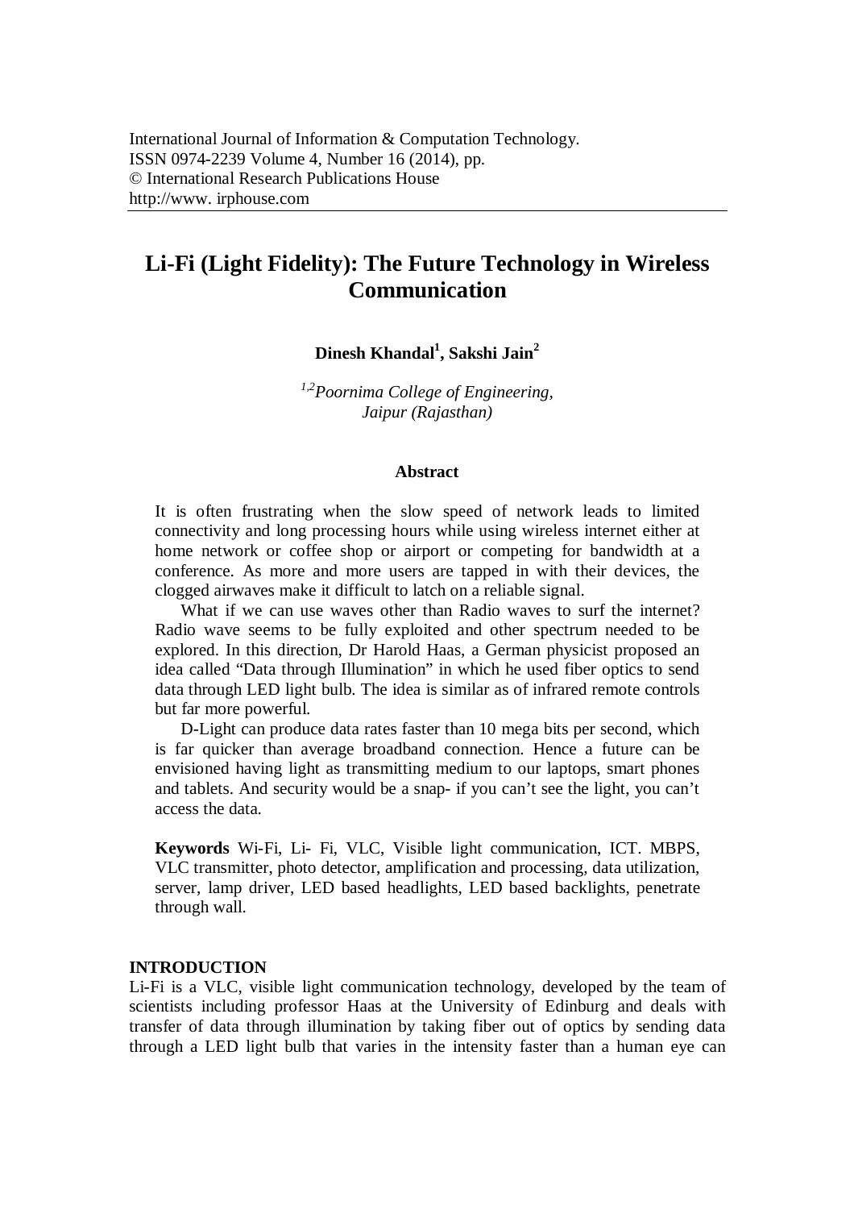International Journal of Information & Computation Technology.
ISSN 0974-2239 Volume 4, Number 16 (2014), pp.
© International Research Publications House
http://www. irphouse.com

# Li-Fi (Light Fidelity): The Future Technology in Wireless Communication

**Dinesh Khandal[1], Sakshi Jain[2]**

*[1,2]Poornima College of Engineering, Jaipur (Rajasthan)*

### Abstract

It is often frustrating when the slow speed of network leads to limited connectivity and long processing hours while using wireless internet either at home network or coffee shop or airport or competing for bandwidth at a conference. As more and more users are tapped in with their devices, the clogged airwaves make it difficult to latch on a reliable signal.

What if we can use waves other than Radio waves to surf the internet? Radio wave seems to be fully exploited and other spectrum needed to be explored. In this direction, Dr Harold Haas, a German physicist proposed an idea called "Data through Illumination" in which he used fiber optics to send data through LED light bulb. The idea is similar as of infrared remote controls but far more powerful.

D-Light can produce data rates faster than 10 mega bits per second, which is far quicker than average broadband connection. Hence a future can be envisioned having light as transmitting medium to our laptops, smart phones and tablets. And security would be a snap- if you can't see the light, you can't access the data.

**Keywords** Wi-Fi, Li- Fi, VLC, Visible light communication, ICT. MBPS, VLC transmitter, photo detector, amplification and processing, data utilization, server, lamp driver, LED based headlights, LED based backlights, penetrate through wall.

## INTRODUCTION

Li-Fi is a VLC, visible light communication technology, developed by the team of scientists including professor Haas at the University of Edinburg and deals with transfer of data through illumination by taking fiber out of optics by sending data through a LED light bulb that varies in the intensity faster than a human eye can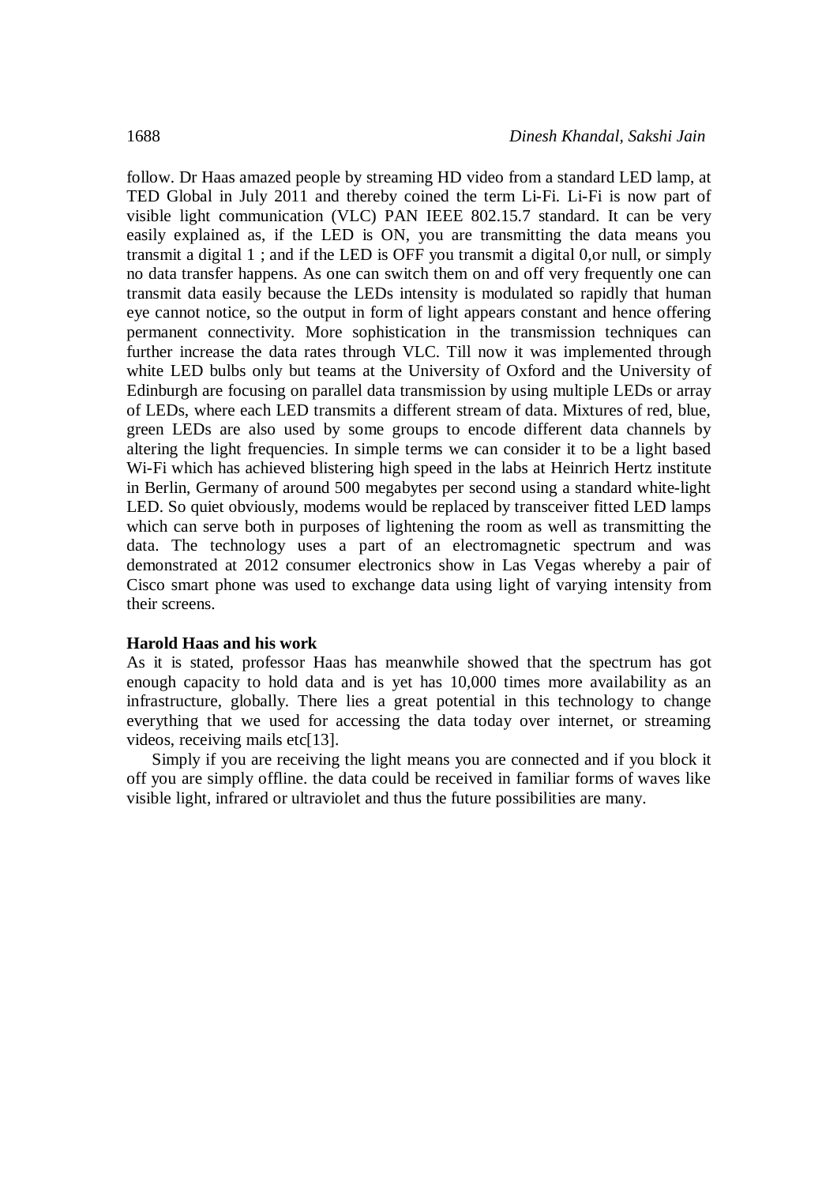follow. Dr Haas amazed people by streaming HD video from a standard LED lamp, at TED Global in July 2011 and thereby coined the term Li-Fi. Li-Fi is now part of visible light communication (VLC) PAN IEEE 802.15.7 standard. It can be very easily explained as, if the LED is ON, you are transmitting the data means you transmit a digital 1 ; and if the LED is OFF you transmit a digital 0,or null, or simply no data transfer happens. As one can switch them on and off very frequently one can transmit data easily because the LEDs intensity is modulated so rapidly that human eye cannot notice, so the output in form of light appears constant and hence offering permanent connectivity. More sophistication in the transmission techniques can further increase the data rates through VLC. Till now it was implemented through white LED bulbs only but teams at the University of Oxford and the University of Edinburgh are focusing on parallel data transmission by using multiple LEDs or array of LEDs, where each LED transmits a different stream of data. Mixtures of red, blue, green LEDs are also used by some groups to encode different data channels by altering the light frequencies. In simple terms we can consider it to be a light based Wi-Fi which has achieved blistering high speed in the labs at Heinrich Hertz institute in Berlin, Germany of around 500 megabytes per second using a standard white-light LED. So quiet obviously, modems would be replaced by transceiver fitted LED lamps which can serve both in purposes of lightening the room as well as transmitting the data. The technology uses a part of an electromagnetic spectrum and was demonstrated at 2012 consumer electronics show in Las Vegas whereby a pair of Cisco smart phone was used to exchange data using light of varying intensity from their screens.

**Harold Haas and his work**

As it is stated, professor Haas has meanwhile showed that the spectrum has got enough capacity to hold data and is yet has 10,000 times more availability as an infrastructure, globally. There lies a great potential in this technology to change everything that we used for accessing the data today over internet, or streaming videos, receiving mails etc[13].

Simply if you are receiving the light means you are connected and if you block it off you are simply offline. the data could be received in familiar forms of waves like visible light, infrared or ultraviolet and thus the future possibilities are many.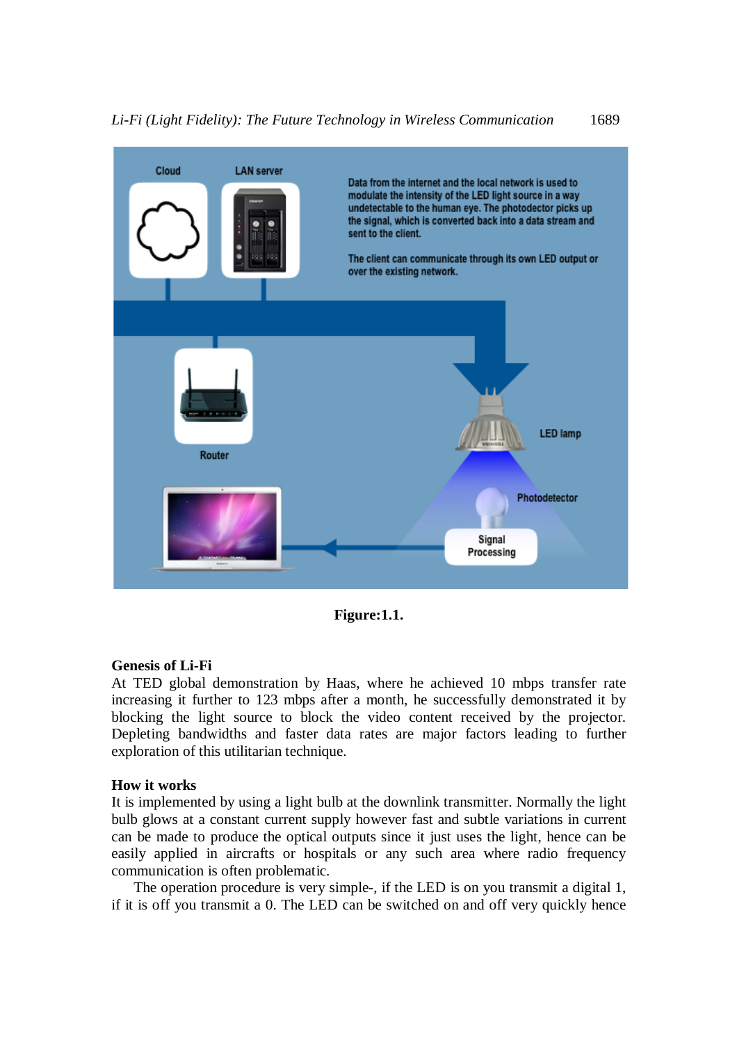Figure:1.1.

**Genesis of Li-Fi**

At TED global demonstration by Haas, where he achieved 10 mbps transfer rate increasing it further to 123 mbps after a month, he successfully demonstrated it by blocking the light source to block the video content received by the projector. Depleting bandwidths and faster data rates are major factors leading to further exploration of this utilitarian technique.

**How it works**

It is implemented by using a light bulb at the downlink transmitter. Normally the light bulb glows at a constant current supply however fast and subtle variations in current can be made to produce the optical outputs since it just uses the light, hence can be easily applied in aircrafts or hospitals or any such area where radio frequency communication is often problematic.

The operation procedure is very simple-, if the LED is on you transmit a digital 1, if it is off you transmit a 0. The LED can be switched on and off very quickly hence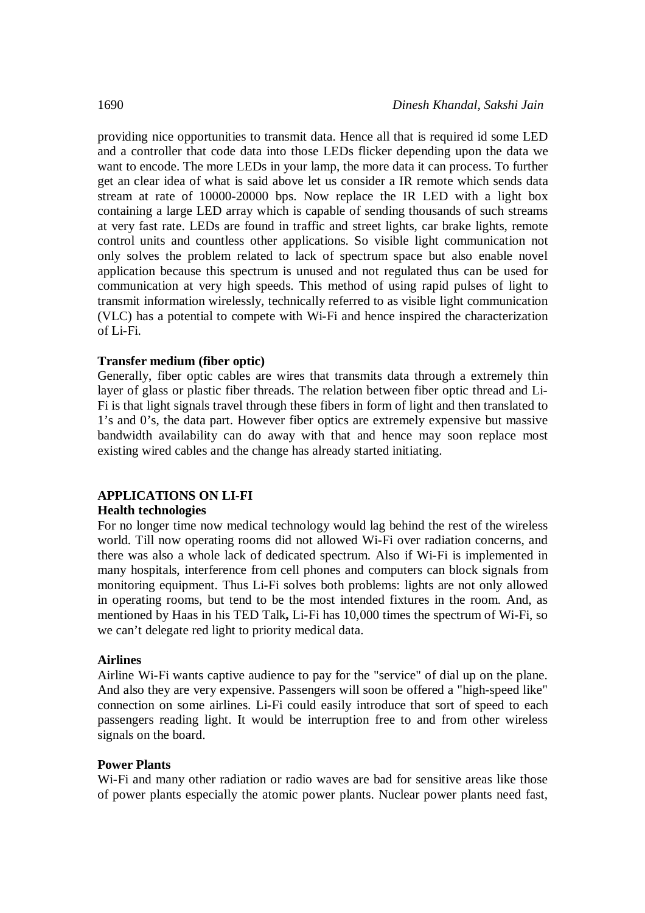providing nice opportunities to transmit data. Hence all that is required id some LED and a controller that code data into those LEDs flicker depending upon the data we want to encode. The more LEDs in your lamp, the more data it can process. To further get an clear idea of what is said above let us consider a IR remote which sends data stream at rate of 10000-20000 bps. Now replace the IR LED with a light box containing a large LED array which is capable of sending thousands of such streams at very fast rate. LEDs are found in traffic and street lights, car brake lights, remote control units and countless other applications. So visible light communication not only solves the problem related to lack of spectrum space but also enable novel application because this spectrum is unused and not regulated thus can be used for communication at very high speeds. This method of using rapid pulses of light to transmit information wirelessly, technically referred to as visible light communication (VLC) has a potential to compete with Wi-Fi and hence inspired the characterization of Li-Fi.

**Transfer medium (fiber optic)**

Generally, fiber optic cables are wires that transmits data through a extremely thin layer of glass or plastic fiber threads. The relation between fiber optic thread and Li-Fi is that light signals travel through these fibers in form of light and then translated to 1's and 0's, the data part. However fiber optics are extremely expensive but massive bandwidth availability can do away with that and hence may soon replace most existing wired cables and the change has already started initiating.

## APPLICATIONS ON LI-FI

**Health technologies**

For no longer time now medical technology would lag behind the rest of the wireless world. Till now operating rooms did not allowed Wi-Fi over radiation concerns, and there was also a whole lack of dedicated spectrum. Also if Wi-Fi is implemented in many hospitals, interference from cell phones and computers can block signals from monitoring equipment. Thus Li-Fi solves both problems: lights are not only allowed in operating rooms, but tend to be the most intended fixtures in the room. And, as mentioned by Haas in his TED Talk**,** Li-Fi has 10,000 times the spectrum of Wi-Fi, so we can't delegate red light to priority medical data.

**Airlines**

Airline Wi-Fi wants captive audience to pay for the "service" of dial up on the plane. And also they are very expensive. Passengers will soon be offered a "high-speed like" connection on some airlines. Li-Fi could easily introduce that sort of speed to each passengers reading light. It would be interruption free to and from other wireless signals on the board.

**Power Plants**

Wi-Fi and many other radiation or radio waves are bad for sensitive areas like those of power plants especially the atomic power plants. Nuclear power plants need fast,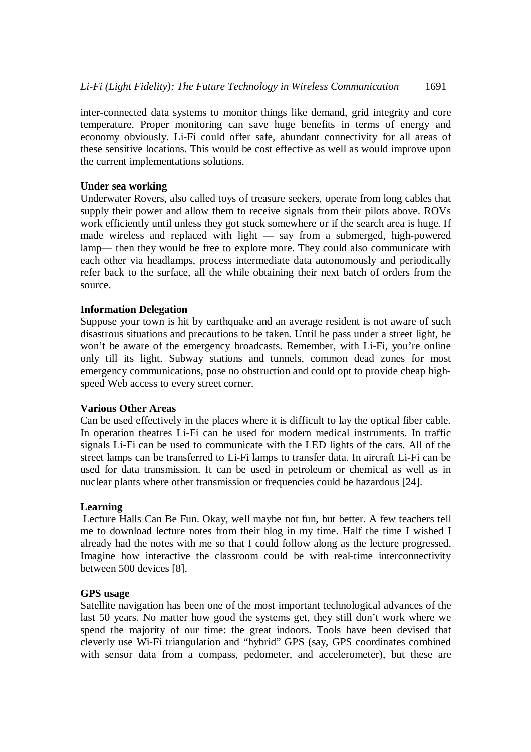inter-connected data systems to monitor things like demand, grid integrity and core temperature. Proper monitoring can save huge benefits in terms of energy and economy obviously. Li-Fi could offer safe, abundant connectivity for all areas of these sensitive locations. This would be cost effective as well as would improve upon the current implementations solutions.

**Under sea working**

Underwater Rovers, also called toys of treasure seekers, operate from long cables that supply their power and allow them to receive signals from their pilots above. ROVs work efficiently until unless they got stuck somewhere or if the search area is huge. If made wireless and replaced with light — say from a submerged, high-powered lamp— then they would be free to explore more. They could also communicate with each other via headlamps, process intermediate data autonomously and periodically refer back to the surface, all the while obtaining their next batch of orders from the source.

**Information Delegation**

Suppose your town is hit by earthquake and an average resident is not aware of such disastrous situations and precautions to be taken. Until he pass under a street light, he won't be aware of the emergency broadcasts. Remember, with Li-Fi, you're online only till its light. Subway stations and tunnels, common dead zones for most emergency communications, pose no obstruction and could opt to provide cheap high-speed Web access to every street corner.

**Various Other Areas**

Can be used effectively in the places where it is difficult to lay the optical fiber cable. In operation theatres Li-Fi can be used for modern medical instruments. In traffic signals Li-Fi can be used to communicate with the LED lights of the cars. All of the street lamps can be transferred to Li-Fi lamps to transfer data. In aircraft Li-Fi can be used for data transmission. It can be used in petroleum or chemical as well as in nuclear plants where other transmission or frequencies could be hazardous [24].

**Learning**

Lecture Halls Can Be Fun. Okay, well maybe not fun, but better. A few teachers tell me to download lecture notes from their blog in my time. Half the time I wished I already had the notes with me so that I could follow along as the lecture progressed. Imagine how interactive the classroom could be with real-time interconnectivity between 500 devices [8].

**GPS usage**

Satellite navigation has been one of the most important technological advances of the last 50 years. No matter how good the systems get, they still don't work where we spend the majority of our time: the great indoors. Tools have been devised that cleverly use Wi-Fi triangulation and "hybrid" GPS (say, GPS coordinates combined with sensor data from a compass, pedometer, and accelerometer), but these are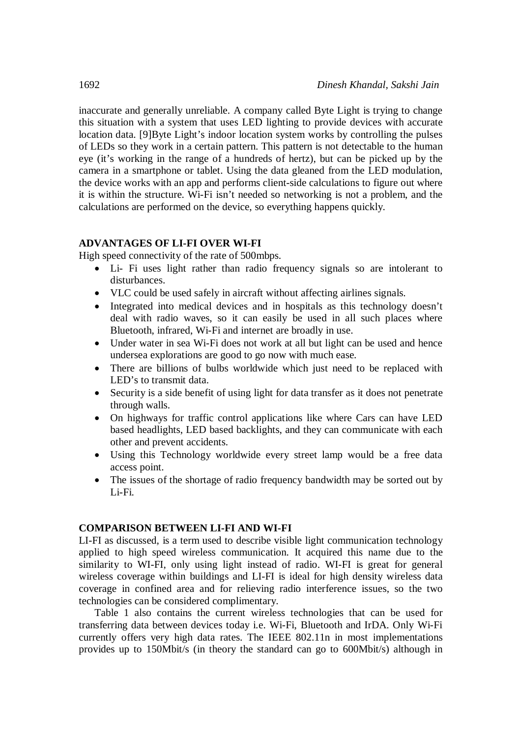inaccurate and generally unreliable. A company called Byte Light is trying to change this situation with a system that uses LED lighting to provide devices with accurate location data. [9]Byte Light's indoor location system works by controlling the pulses of LEDs so they work in a certain pattern. This pattern is not detectable to the human eye (it's working in the range of a hundreds of hertz), but can be picked up by the camera in a smartphone or tablet. Using the data gleaned from the LED modulation, the device works with an app and performs client-side calculations to figure out where it is within the structure. Wi-Fi isn't needed so networking is not a problem, and the calculations are performed on the device, so everything happens quickly.

## ADVANTAGES OF LI-FI OVER WI-FI

High speed connectivity of the rate of 500mbps.

- Li- Fi uses light rather than radio frequency signals so are intolerant to disturbances.
- VLC could be used safely in aircraft without affecting airlines signals.
- Integrated into medical devices and in hospitals as this technology doesn't deal with radio waves, so it can easily be used in all such places where Bluetooth, infrared, Wi-Fi and internet are broadly in use.
- Under water in sea Wi-Fi does not work at all but light can be used and hence undersea explorations are good to go now with much ease.
- There are billions of bulbs worldwide which just need to be replaced with LED's to transmit data.
- Security is a side benefit of using light for data transfer as it does not penetrate through walls.
- On highways for traffic control applications like where Cars can have LED based headlights, LED based backlights, and they can communicate with each other and prevent accidents.
- Using this Technology worldwide every street lamp would be a free data access point.
- The issues of the shortage of radio frequency bandwidth may be sorted out by Li-Fi.

## COMPARISON BETWEEN LI-FI AND WI-FI

LI-FI as discussed, is a term used to describe visible light communication technology applied to high speed wireless communication. It acquired this name due to the similarity to WI-FI, only using light instead of radio. WI-FI is great for general wireless coverage within buildings and LI-FI is ideal for high density wireless data coverage in confined area and for relieving radio interference issues, so the two technologies can be considered complimentary.

Table 1 also contains the current wireless technologies that can be used for transferring data between devices today i.e. Wi-Fi, Bluetooth and IrDA. Only Wi-Fi currently offers very high data rates. The IEEE 802.11n in most implementations provides up to 150Mbit/s (in theory the standard can go to 600Mbit/s) although in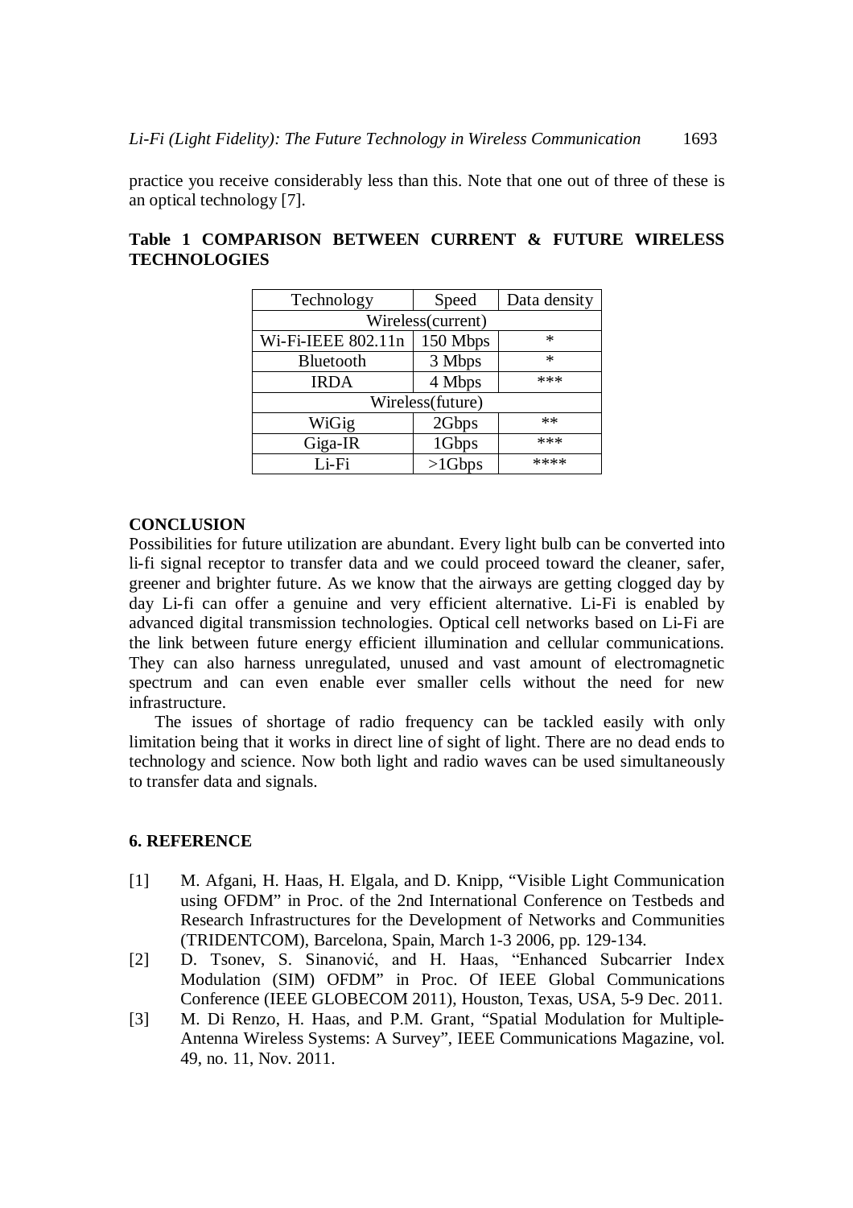practice you receive considerably less than this. Note that one out of three of these is an optical technology [7].

**Table 1 COMPARISON BETWEEN CURRENT & FUTURE WIRELESS TECHNOLOGIES**

| Technology | Speed | Data density |
|---|---|---|
| Wireless(current) | | |
| Wi-Fi-IEEE 802.11n | 150 Mbps | * |
| Bluetooth | 3 Mbps | * |
| IRDA | 4 Mbps | *** |
| Wireless(future) | | |
| WiGig | 2Gbps | ** |
| Giga-IR | 1Gbps | *** |
| Li-Fi | >1Gbps | **** |

### CONCLUSION

Possibilities for future utilization are abundant. Every light bulb can be converted into li-fi signal receptor to transfer data and we could proceed toward the cleaner, safer, greener and brighter future. As we know that the airways are getting clogged day by day Li-fi can offer a genuine and very efficient alternative. Li-Fi is enabled by advanced digital transmission technologies. Optical cell networks based on Li-Fi are the link between future energy efficient illumination and cellular communications. They can also harness unregulated, unused and vast amount of electromagnetic spectrum and can even enable ever smaller cells without the need for new infrastructure.

The issues of shortage of radio frequency can be tackled easily with only limitation being that it works in direct line of sight of light. There are no dead ends to technology and science. Now both light and radio waves can be used simultaneously to transfer data and signals.

### 6. REFERENCE

[1] M. Afgani, H. Haas, H. Elgala, and D. Knipp, "Visible Light Communication using OFDM" in Proc. of the 2nd International Conference on Testbeds and Research Infrastructures for the Development of Networks and Communities (TRIDENTCOM), Barcelona, Spain, March 1-3 2006, pp. 129-134.

[2] D. Tsonev, S. Sinanović, and H. Haas, "Enhanced Subcarrier Index Modulation (SIM) OFDM" in Proc. Of IEEE Global Communications Conference (IEEE GLOBECOM 2011), Houston, Texas, USA, 5-9 Dec. 2011.

[3] M. Di Renzo, H. Haas, and P.M. Grant, "Spatial Modulation for Multiple-Antenna Wireless Systems: A Survey", IEEE Communications Magazine, vol. 49, no. 11, Nov. 2011.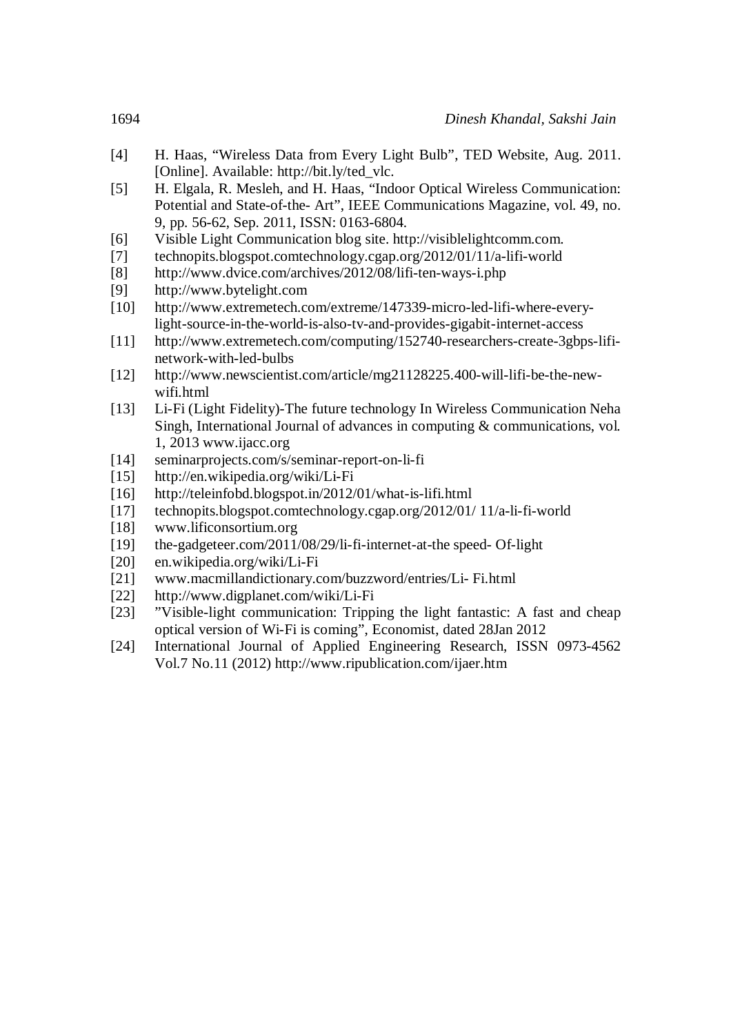[4] H. Haas, "Wireless Data from Every Light Bulb", TED Website, Aug. 2011. [Online]. Available: http://bit.ly/ted_vlc.

[5] H. Elgala, R. Mesleh, and H. Haas, "Indoor Optical Wireless Communication: Potential and State-of-the- Art", IEEE Communications Magazine, vol. 49, no. 9, pp. 56-62, Sep. 2011, ISSN: 0163-6804.

[6] Visible Light Communication blog site. http://visiblelightcomm.com.

[7] technopits.blogspot.comtechnology.cgap.org/2012/01/11/a-lifi-world

[8] http://www.dvice.com/archives/2012/08/lifi-ten-ways-i.php

[9] http://www.bytelight.com

[10] http://www.extremetech.com/extreme/147339-micro-led-lifi-where-every-light-source-in-the-world-is-also-tv-and-provides-gigabit-internet-access

[11] http://www.extremetech.com/computing/152740-researchers-create-3gbps-lifi-network-with-led-bulbs

[12] http://www.newscientist.com/article/mg21128225.400-will-lifi-be-the-new-wifi.html

[13] Li-Fi (Light Fidelity)-The future technology In Wireless Communication Neha Singh, International Journal of advances in computing & communications, vol. 1, 2013 www.ijacc.org

[14] seminarprojects.com/s/seminar-report-on-li-fi

[15] http://en.wikipedia.org/wiki/Li-Fi

[16] http://teleinfobd.blogspot.in/2012/01/what-is-lifi.html

[17] technopits.blogspot.comtechnology.cgap.org/2012/01/ 11/a-li-fi-world

[18] www.lificonsortium.org

[19] the-gadgeteer.com/2011/08/29/li-fi-internet-at-the speed- Of-light

[20] en.wikipedia.org/wiki/Li-Fi

[21] www.macmillandictionary.com/buzzword/entries/Li- Fi.html

[22] http://www.digplanet.com/wiki/Li-Fi

[23] "Visible-light communication: Tripping the light fantastic: A fast and cheap optical version of Wi-Fi is coming", Economist, dated 28Jan 2012

[24] International Journal of Applied Engineering Research, ISSN 0973-4562 Vol.7 No.11 (2012) http://www.ripublication.com/ijaer.htm